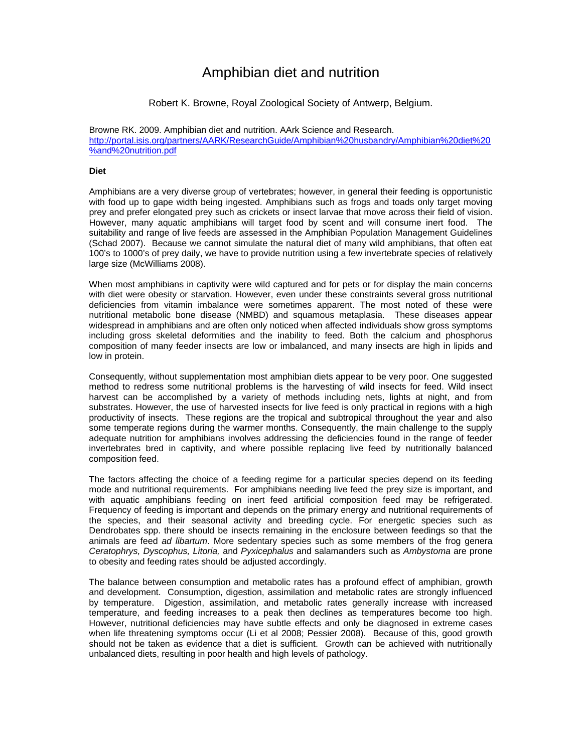# Amphibian diet and nutrition

Robert K. Browne, Royal Zoological Society of Antwerp, Belgium.

Browne RK. 2009. Amphibian diet and nutrition. AArk Science and Research. [http://portal.isis.org/partners/AARK/ResearchGuide/Amphibian%20husbandry/Amphibian%20diet%20%and%20nutrition.pdf](http://portal.isis.org/partners/AARK/ResearchGuide/Amphibian%20husbandry/Amphibian%20diet%20%and%20nutrition.pdf)

**Diet**

Amphibians are a very diverse group of vertebrates; however, in general their feeding is opportunistic with food up to gape width being ingested. Amphibians such as frogs and toads only target moving prey and prefer elongated prey such as crickets or insect larvae that move across their field of vision. However, many aquatic amphibians will target food by scent and will consume inert food. The suitability and range of live feeds are assessed in the Amphibian Population Management Guidelines (Schad 2007). Because we cannot simulate the natural diet of many wild amphibians, that often eat 100's to 1000's of prey daily, we have to provide nutrition using a few invertebrate species of relatively large size (McWilliams 2008).

When most amphibians in captivity were wild captured and for pets or for display the main concerns with diet were obesity or starvation. However, even under these constraints several gross nutritional deficiencies from vitamin imbalance were sometimes apparent. The most noted of these were nutritional metabolic bone disease (NMBD) and squamous metaplasia. These diseases appear widespread in amphibians and are often only noticed when affected individuals show gross symptoms including gross skeletal deformities and the inability to feed. Both the calcium and phosphorus composition of many feeder insects are low or imbalanced, and many insects are high in lipids and low in protein.

Consequently, without supplementation most amphibian diets appear to be very poor. One suggested method to redress some nutritional problems is the harvesting of wild insects for feed. Wild insect harvest can be accomplished by a variety of methods including nets, lights at night, and from substrates. However, the use of harvested insects for live feed is only practical in regions with a high productivity of insects. These regions are the tropical and subtropical throughout the year and also some temperate regions during the warmer months. Consequently, the main challenge to the supply adequate nutrition for amphibians involves addressing the deficiencies found in the range of feeder invertebrates bred in captivity, and where possible replacing live feed by nutritionally balanced composition feed.

The factors affecting the choice of a feeding regime for a particular species depend on its feeding mode and nutritional requirements. For amphibians needing live feed the prey size is important, and with aquatic amphibians feeding on inert feed artificial composition feed may be refrigerated. Frequency of feeding is important and depends on the primary energy and nutritional requirements of the species, and their seasonal activity and breeding cycle. For energetic species such as Dendrobates spp. there should be insects remaining in the enclosure between feedings so that the animals are feed *ad libartum*. More sedentary species such as some members of the frog genera *Ceratophrys, Dyscophus, Litoria,* and *Pyxicephalus* and salamanders such as *Ambystoma* are prone to obesity and feeding rates should be adjusted accordingly.

The balance between consumption and metabolic rates has a profound effect of amphibian, growth and development. Consumption, digestion, assimilation and metabolic rates are strongly influenced by temperature. Digestion, assimilation, and metabolic rates generally increase with increased temperature, and feeding increases to a peak then declines as temperatures become too high. However, nutritional deficiencies may have subtle effects and only be diagnosed in extreme cases when life threatening symptoms occur (Li et al 2008; Pessier 2008). Because of this, good growth should not be taken as evidence that a diet is sufficient. Growth can be achieved with nutritionally unbalanced diets, resulting in poor health and high levels of pathology.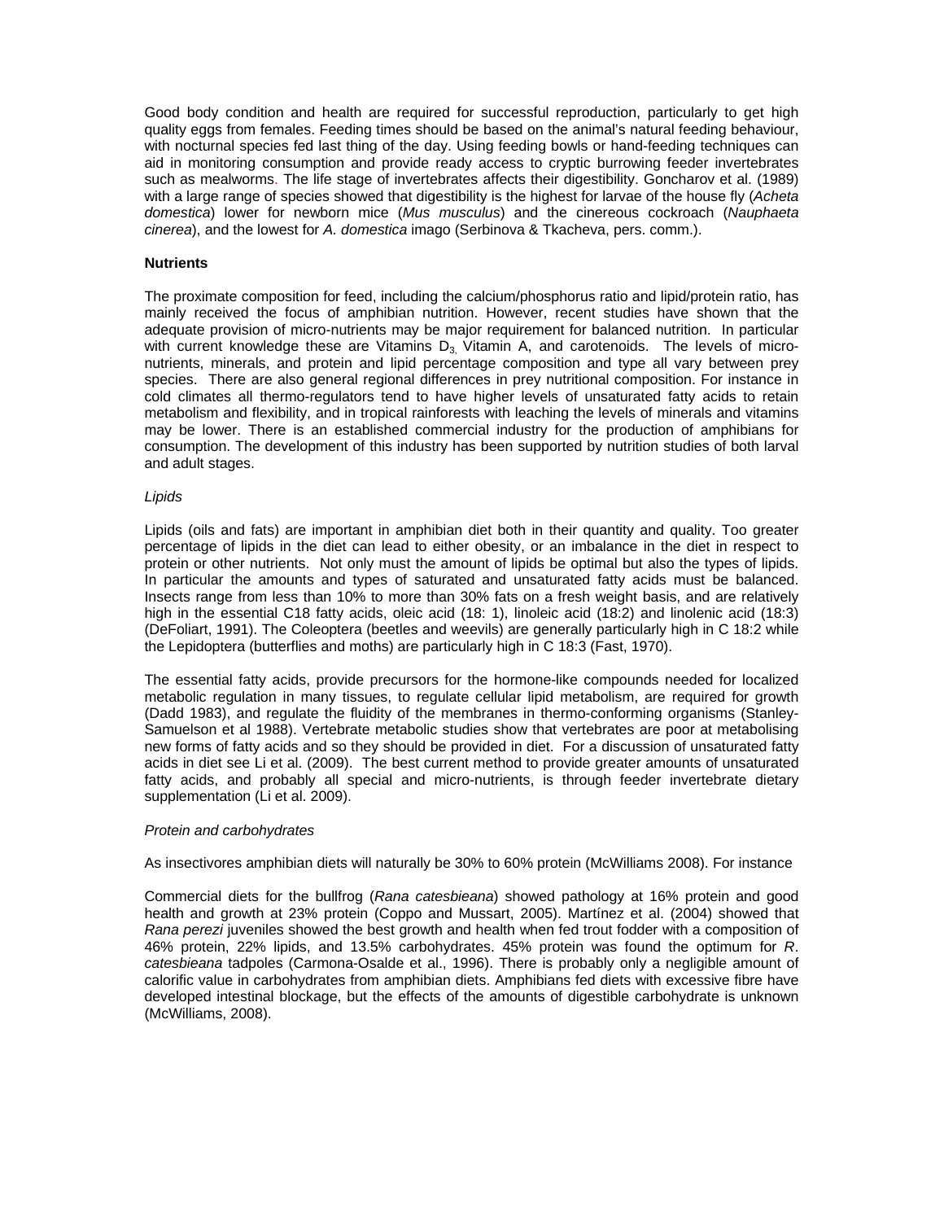Good body condition and health are required for successful reproduction, particularly to get high quality eggs from females. Feeding times should be based on the animal's natural feeding behaviour, with nocturnal species fed last thing of the day. Using feeding bowls or hand-feeding techniques can aid in monitoring consumption and provide ready access to cryptic burrowing feeder invertebrates such as mealworms. The life stage of invertebrates affects their digestibility. Goncharov et al. (1989) with a large range of species showed that digestibility is the highest for larvae of the house fly (*Acheta domestica*) lower for newborn mice (*Mus musculus*) and the cinereous cockroach (*Nauphaeta cinerea*), and the lowest for *A. domestica* imago (Serbinova & Tkacheva, pers. comm.).

**Nutrients**

The proximate composition for feed, including the calcium/phosphorus ratio and lipid/protein ratio, has mainly received the focus of amphibian nutrition. However, recent studies have shown that the adequate provision of micro-nutrients may be major requirement for balanced nutrition. In particular with current knowledge these are Vitamins $D_3$, Vitamin A, and carotenoids. The levels of micro-nutrients, minerals, and protein and lipid percentage composition and type all vary between prey species. There are also general regional differences in prey nutritional composition. For instance in cold climates all thermo-regulators tend to have higher levels of unsaturated fatty acids to retain metabolism and flexibility, and in tropical rainforests with leaching the levels of minerals and vitamins may be lower. There is an established commercial industry for the production of amphibians for consumption. The development of this industry has been supported by nutrition studies of both larval and adult stages.

*Lipids*

Lipids (oils and fats) are important in amphibian diet both in their quantity and quality. Too greater percentage of lipids in the diet can lead to either obesity, or an imbalance in the diet in respect to protein or other nutrients. Not only must the amount of lipids be optimal but also the types of lipids. In particular the amounts and types of saturated and unsaturated fatty acids must be balanced. Insects range from less than 10% to more than 30% fats on a fresh weight basis, and are relatively high in the essential C18 fatty acids, oleic acid (18: 1), linoleic acid (18:2) and linolenic acid (18:3) (DeFoliart, 1991). The Coleoptera (beetles and weevils) are generally particularly high in C 18:2 while the Lepidoptera (butterflies and moths) are particularly high in C 18:3 (Fast, 1970).

The essential fatty acids, provide precursors for the hormone-like compounds needed for localized metabolic regulation in many tissues, to regulate cellular lipid metabolism, are required for growth (Dadd 1983), and regulate the fluidity of the membranes in thermo-conforming organisms (Stanley-Samuelson et al 1988). Vertebrate metabolic studies show that vertebrates are poor at metabolising new forms of fatty acids and so they should be provided in diet. For a discussion of unsaturated fatty acids in diet see Li et al. (2009). The best current method to provide greater amounts of unsaturated fatty acids, and probably all special and micro-nutrients, is through feeder invertebrate dietary supplementation (Li et al. 2009).

*Protein and carbohydrates*

As insectivores amphibian diets will naturally be 30% to 60% protein (McWilliams 2008). For instance

Commercial diets for the bullfrog (*Rana catesbieana*) showed pathology at 16% protein and good health and growth at 23% protein (Coppo and Mussart, 2005). Martínez et al. (2004) showed that *Rana perezi* juveniles showed the best growth and health when fed trout fodder with a composition of 46% protein, 22% lipids, and 13.5% carbohydrates. 45% protein was found the optimum for *R. catesbieana* tadpoles (Carmona-Osalde et al., 1996). There is probably only a negligible amount of calorific value in carbohydrates from amphibian diets. Amphibians fed diets with excessive fibre have developed intestinal blockage, but the effects of the amounts of digestible carbohydrate is unknown (McWilliams, 2008).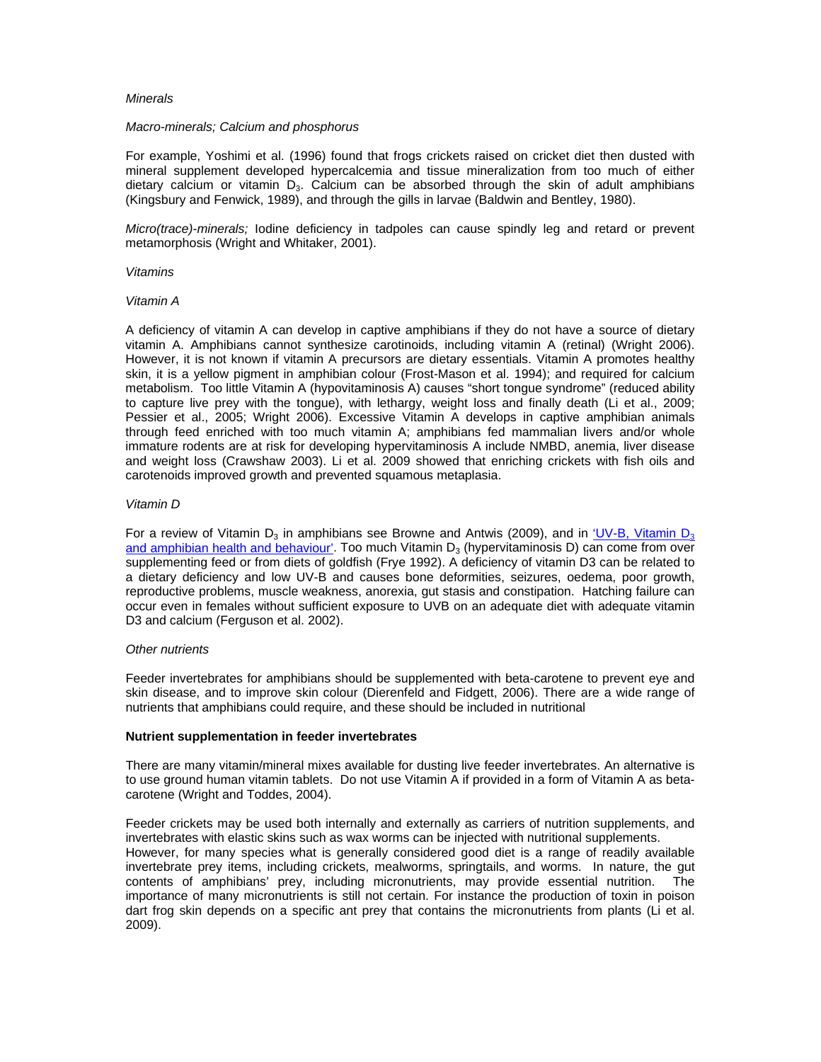*Minerals*

*Macro-minerals; Calcium and phosphorus*

For example, Yoshimi et al. (1996) found that frogs crickets raised on cricket diet then dusted with mineral supplement developed hypercalcemia and tissue mineralization from too much of either dietary calcium or vitamin $D_3$. Calcium can be absorbed through the skin of adult amphibians (Kingsbury and Fenwick, 1989), and through the gills in larvae (Baldwin and Bentley, 1980).

*Micro(trace)-minerals;* Iodine deficiency in tadpoles can cause spindly leg and retard or prevent metamorphosis (Wright and Whitaker, 2001).

*Vitamins*

*Vitamin A*

A deficiency of vitamin A can develop in captive amphibians if they do not have a source of dietary vitamin A. Amphibians cannot synthesize carotinoids, including vitamin A (retinal) (Wright 2006). However, it is not known if vitamin A precursors are dietary essentials. Vitamin A promotes healthy skin, it is a yellow pigment in amphibian colour (Frost-Mason et al. 1994); and required for calcium metabolism. Too little Vitamin A (hypovitaminosis A) causes "short tongue syndrome" (reduced ability to capture live prey with the tongue), with lethargy, weight loss and finally death (Li et al., 2009; Pessier et al., 2005; Wright 2006). Excessive Vitamin A develops in captive amphibian animals through feed enriched with too much vitamin A; amphibians fed mammalian livers and/or whole immature rodents are at risk for developing hypervitaminosis A include NMBD, anemia, liver disease and weight loss (Crawshaw 2003). Li et al. 2009 showed that enriching crickets with fish oils and carotenoids improved growth and prevented squamous metaplasia.

*Vitamin D*

For a review of Vitamin $D_3$ in amphibians see Browne and Antwis (2009), and in 'UV-B, Vitamin $D_3$ and amphibian health and behaviour'. Too much Vitamin $D_3$ (hypervitaminosis D) can come from over supplementing feed or from diets of goldfish (Frye 1992). A deficiency of vitamin D3 can be related to a dietary deficiency and low UV-B and causes bone deformities, seizures, oedema, poor growth, reproductive problems, muscle weakness, anorexia, gut stasis and constipation. Hatching failure can occur even in females without sufficient exposure to UVB on an adequate diet with adequate vitamin D3 and calcium (Ferguson et al. 2002).

*Other nutrients*

Feeder invertebrates for amphibians should be supplemented with beta-carotene to prevent eye and skin disease, and to improve skin colour (Dierenfeld and Fidgett, 2006). There are a wide range of nutrients that amphibians could require, and these should be included in nutritional

**Nutrient supplementation in feeder invertebrates**

There are many vitamin/mineral mixes available for dusting live feeder invertebrates. An alternative is to use ground human vitamin tablets. Do not use Vitamin A if provided in a form of Vitamin A as beta-carotene (Wright and Toddes, 2004).

Feeder crickets may be used both internally and externally as carriers of nutrition supplements, and invertebrates with elastic skins such as wax worms can be injected with nutritional supplements.
However, for many species what is generally considered good diet is a range of readily available invertebrate prey items, including crickets, mealworms, springtails, and worms. In nature, the gut contents of amphibians' prey, including micronutrients, may provide essential nutrition. The importance of many micronutrients is still not certain. For instance the production of toxin in poison dart frog skin depends on a specific ant prey that contains the micronutrients from plants (Li et al. 2009).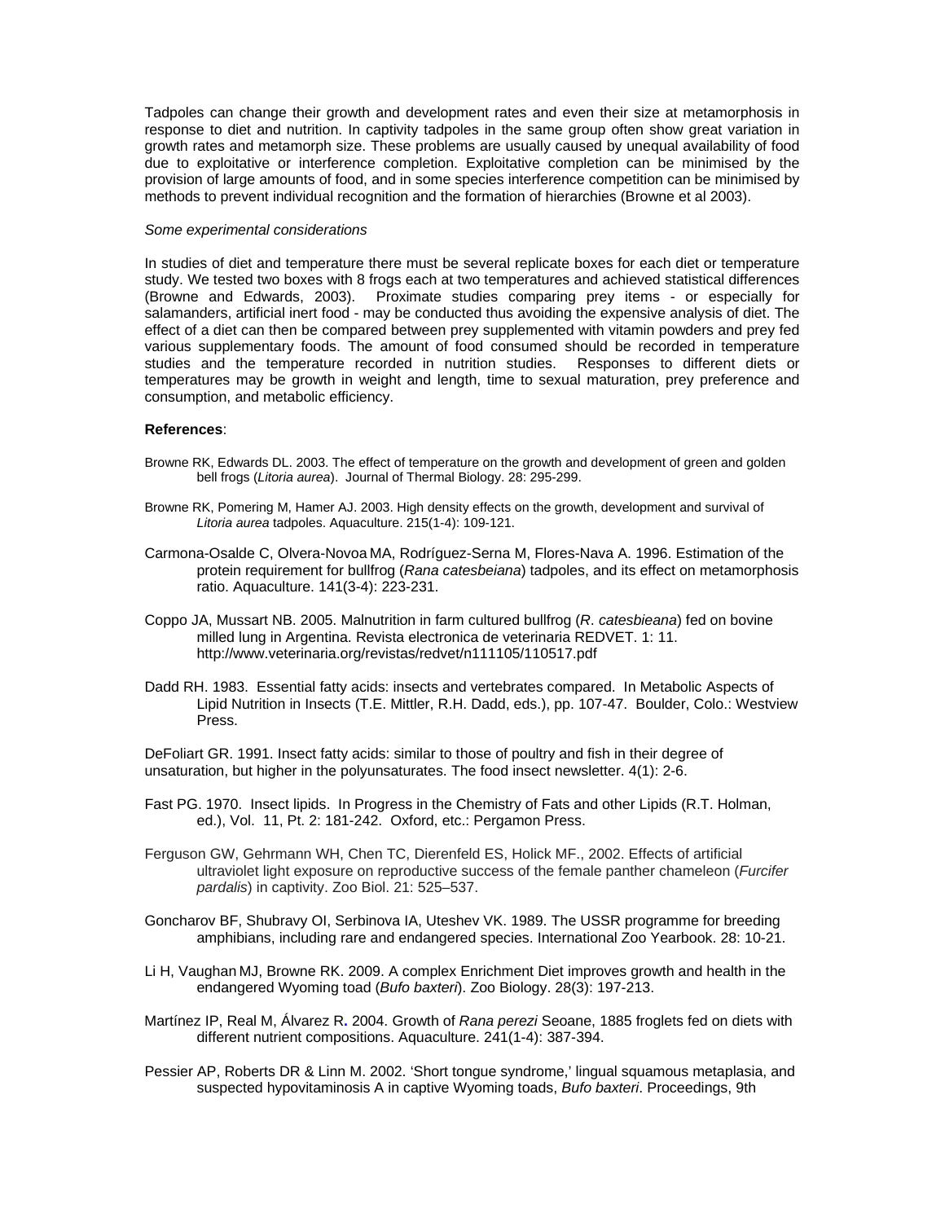Tadpoles can change their growth and development rates and even their size at metamorphosis in response to diet and nutrition. In captivity tadpoles in the same group often show great variation in growth rates and metamorph size. These problems are usually caused by unequal availability of food due to exploitative or interference completion. Exploitative completion can be minimised by the provision of large amounts of food, and in some species interference competition can be minimised by methods to prevent individual recognition and the formation of hierarchies (Browne et al 2003).

*Some experimental considerations*

In studies of diet and temperature there must be several replicate boxes for each diet or temperature study. We tested two boxes with 8 frogs each at two temperatures and achieved statistical differences (Browne and Edwards, 2003). Proximate studies comparing prey items - or especially for salamanders, artificial inert food - may be conducted thus avoiding the expensive analysis of diet. The effect of a diet can then be compared between prey supplemented with vitamin powders and prey fed various supplementary foods. The amount of food consumed should be recorded in temperature studies and the temperature recorded in nutrition studies. Responses to different diets or temperatures may be growth in weight and length, time to sexual maturation, prey preference and consumption, and metabolic efficiency.

**References**:

Browne RK, Edwards DL. 2003. The effect of temperature on the growth and development of green and golden bell frogs (*Litoria aurea*). Journal of Thermal Biology. 28: 295-299.

Browne RK, Pomering M, Hamer AJ. 2003. High density effects on the growth, development and survival of *Litoria aurea* tadpoles. Aquaculture. 215(1-4): 109-121.

Carmona-Osalde C, Olvera-Novoa MA, Rodríguez-Serna M, Flores-Nava A. 1996. Estimation of the protein requirement for bullfrog (*Rana catesbeiana*) tadpoles, and its effect on metamorphosis ratio. Aquaculture. 141(3-4): 223-231.

Coppo JA, Mussart NB. 2005. Malnutrition in farm cultured bullfrog (*R. catesbieana*) fed on bovine milled lung in Argentina. Revista electronica de veterinaria REDVET. 1: 11. http://www.veterinaria.org/revistas/redvet/n111105/110517.pdf

Dadd RH. 1983. Essential fatty acids: insects and vertebrates compared. In Metabolic Aspects of Lipid Nutrition in Insects (T.E. Mittler, R.H. Dadd, eds.), pp. 107-47. Boulder, Colo.: Westview Press.

DeFoliart GR. 1991. Insect fatty acids: similar to those of poultry and fish in their degree of unsaturation, but higher in the polyunsaturates. The food insect newsletter. 4(1): 2-6.

Fast PG. 1970. Insect lipids. In Progress in the Chemistry of Fats and other Lipids (R.T. Holman, ed.), Vol. 11, Pt. 2: 181-242. Oxford, etc.: Pergamon Press.

Ferguson GW, Gehrmann WH, Chen TC, Dierenfeld ES, Holick MF., 2002. Effects of artificial ultraviolet light exposure on reproductive success of the female panther chameleon (*Furcifer pardalis*) in captivity. Zoo Biol. 21: 525–537.

Goncharov BF, Shubravy OI, Serbinova IA, Uteshev VK. 1989. The USSR programme for breeding amphibians, including rare and endangered species. International Zoo Yearbook. 28: 10-21.

Li H, Vaughan MJ, Browne RK. 2009. A complex Enrichment Diet improves growth and health in the endangered Wyoming toad (*Bufo baxteri*). Zoo Biology. 28(3): 197-213.

Martínez IP, Real M, Álvarez R. 2004. Growth of *Rana perezi* Seoane, 1885 froglets fed on diets with different nutrient compositions. Aquaculture. 241(1-4): 387-394.

Pessier AP, Roberts DR & Linn M. 2002. 'Short tongue syndrome,' lingual squamous metaplasia, and suspected hypovitaminosis A in captive Wyoming toads, *Bufo baxteri*. Proceedings, 9th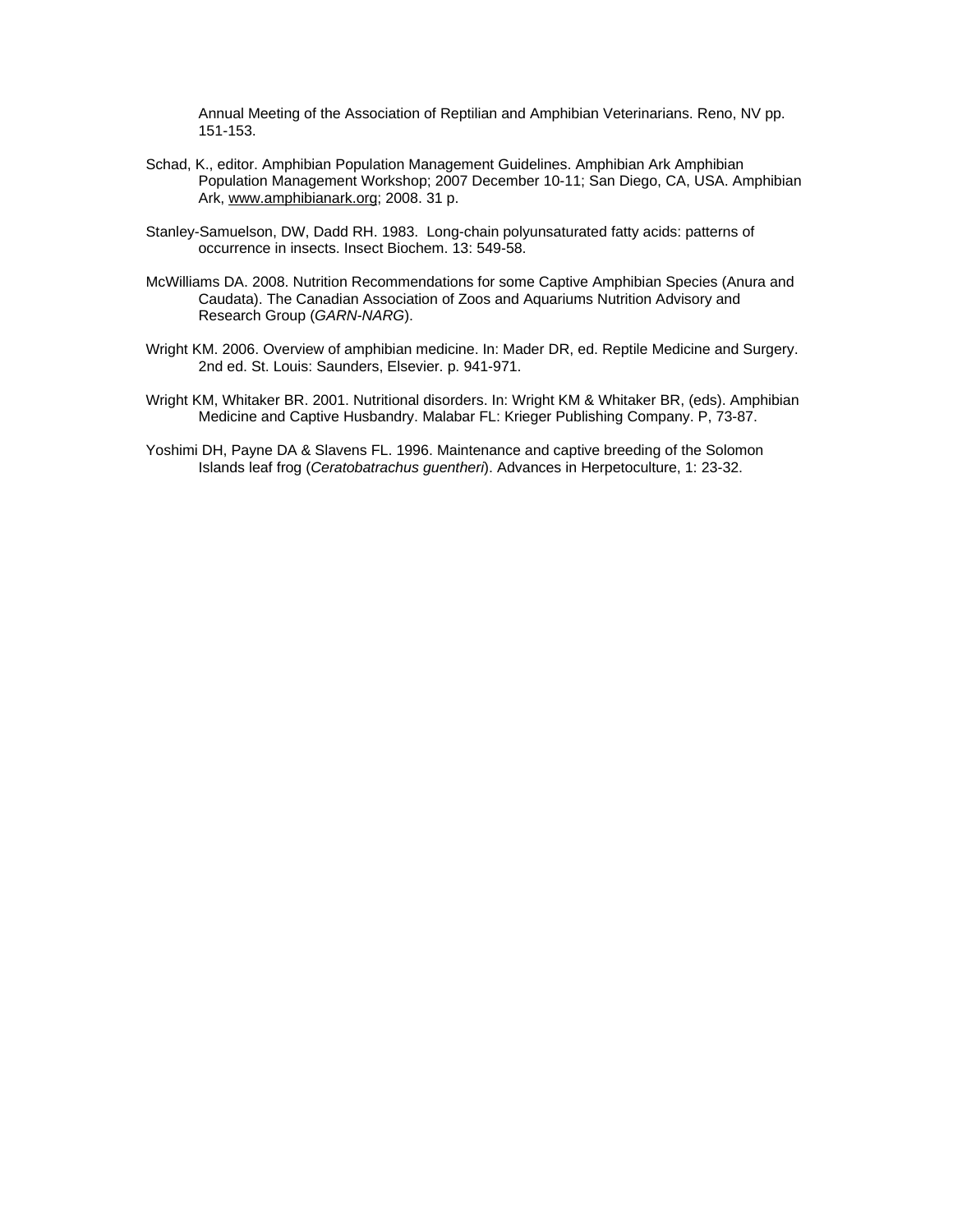Annual Meeting of the Association of Reptilian and Amphibian Veterinarians. Reno, NV pp. 151-153.

Schad, K., editor. Amphibian Population Management Guidelines. Amphibian Ark Amphibian Population Management Workshop; 2007 December 10-11; San Diego, CA, USA. Amphibian Ark, www.amphibianark.org; 2008. 31 p.

Stanley-Samuelson, DW, Dadd RH. 1983. Long-chain polyunsaturated fatty acids: patterns of occurrence in insects. Insect Biochem. 13: 549-58.

McWilliams DA. 2008. Nutrition Recommendations for some Captive Amphibian Species (Anura and Caudata). The Canadian Association of Zoos and Aquariums Nutrition Advisory and Research Group (*GARN-NARG*).

Wright KM. 2006. Overview of amphibian medicine. In: Mader DR, ed. Reptile Medicine and Surgery. 2nd ed. St. Louis: Saunders, Elsevier. p. 941-971.

Wright KM, Whitaker BR. 2001. Nutritional disorders. In: Wright KM & Whitaker BR, (eds). Amphibian Medicine and Captive Husbandry. Malabar FL: Krieger Publishing Company. P, 73-87.

Yoshimi DH, Payne DA & Slavens FL. 1996. Maintenance and captive breeding of the Solomon Islands leaf frog (*Ceratobatrachus guentheri*). Advances in Herpetoculture, 1: 23-32.